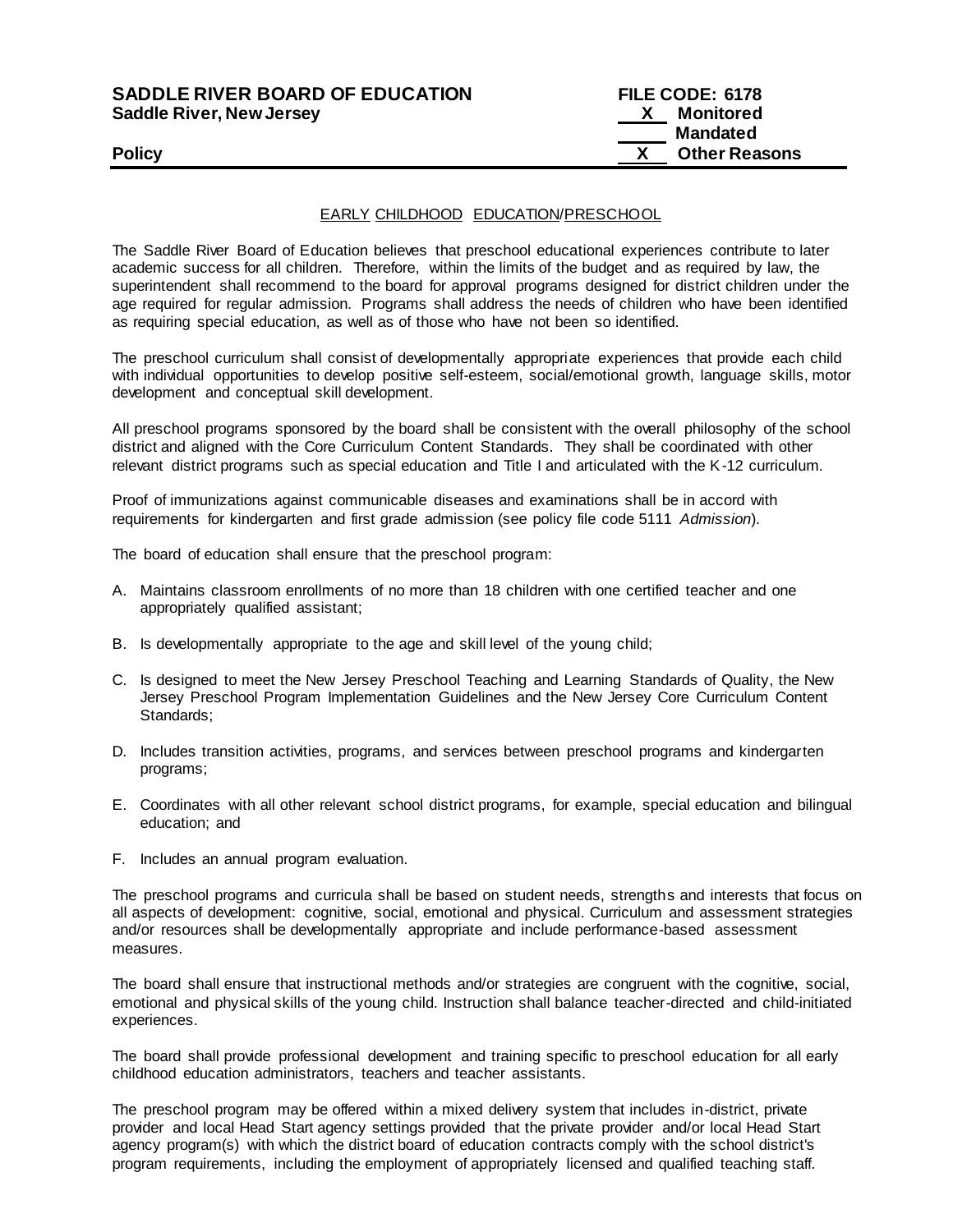**SADDLE RIVER BOARD OF EDUCATION** **FILE CODE: 6178**
**Saddle River, New Jersey**

X Monitored
___ Mandated
X Other Reasons

**Policy**

---

## EARLY CHILDHOOD EDUCATION/PRESCHOOL

The Saddle River Board of Education believes that preschool educational experiences contribute to later academic success for all children. Therefore, within the limits of the budget and as required by law, the superintendent shall recommend to the board for approval programs designed for district children under the age required for regular admission. Programs shall address the needs of children who have been identified as requiring special education, as well as of those who have not been so identified.

The preschool curriculum shall consist of developmentally appropriate experiences that provide each child with individual opportunities to develop positive self-esteem, social/emotional growth, language skills, motor development and conceptual skill development.

All preschool programs sponsored by the board shall be consistent with the overall philosophy of the school district and aligned with the Core Curriculum Content Standards. They shall be coordinated with other relevant district programs such as special education and Title I and articulated with the K-12 curriculum.

Proof of immunizations against communicable diseases and examinations shall be in accord with requirements for kindergarten and first grade admission (see policy file code 5111 *Admission*).

The board of education shall ensure that the preschool program:

A. Maintains classroom enrollments of no more than 18 children with one certified teacher and one appropriately qualified assistant;

B. Is developmentally appropriate to the age and skill level of the young child;

C. Is designed to meet the New Jersey Preschool Teaching and Learning Standards of Quality, the New Jersey Preschool Program Implementation Guidelines and the New Jersey Core Curriculum Content Standards;

D. Includes transition activities, programs, and services between preschool programs and kindergarten programs;

E. Coordinates with all other relevant school district programs, for example, special education and bilingual education; and

F. Includes an annual program evaluation.

The preschool programs and curricula shall be based on student needs, strengths and interests that focus on all aspects of development: cognitive, social, emotional and physical. Curriculum and assessment strategies and/or resources shall be developmentally appropriate and include performance-based assessment measures.

The board shall ensure that instructional methods and/or strategies are congruent with the cognitive, social, emotional and physical skills of the young child. Instruction shall balance teacher-directed and child-initiated experiences.

The board shall provide professional development and training specific to preschool education for all early childhood education administrators, teachers and teacher assistants.

The preschool program may be offered within a mixed delivery system that includes in-district, private provider and local Head Start agency settings provided that the private provider and/or local Head Start agency program(s) with which the district board of education contracts comply with the school district's program requirements, including the employment of appropriately licensed and qualified teaching staff.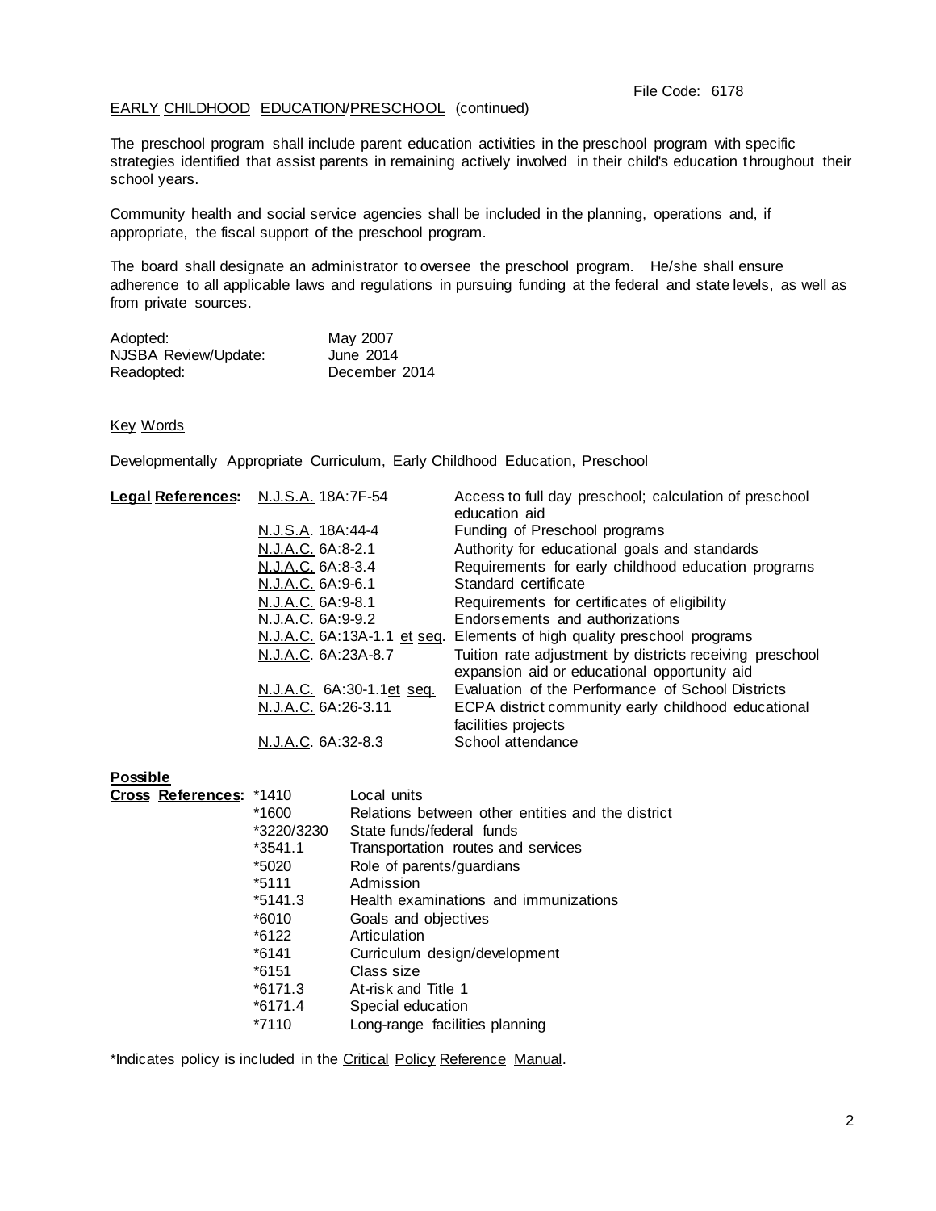File Code: 6178

EARLY CHILDHOOD EDUCATION/PRESCHOOL (continued)

The preschool program shall include parent education activities in the preschool program with specific strategies identified that assist parents in remaining actively involved in their child's education throughout their school years.

Community health and social service agencies shall be included in the planning, operations and, if appropriate, the fiscal support of the preschool program.

The board shall designate an administrator to oversee the preschool program. He/she shall ensure adherence to all applicable laws and regulations in pursuing funding at the federal and state levels, as well as from private sources.

| | |
|---|---|
| Adopted: | May 2007 |
| NJSBA Review/Update: | June 2014 |
| Readopted: | December 2014 |

Key Words

Developmentally Appropriate Curriculum, Early Childhood Education, Preschool

| **Legal References:** | | |
|---|---|---|
| | N.J.S.A. 18A:7F-54 | Access to full day preschool; calculation of preschool education aid |
| | N.J.S.A. 18A:44-4 | Funding of Preschool programs |
| | N.J.A.C. 6A:8-2.1 | Authority for educational goals and standards |
| | N.J.A.C. 6A:8-3.4 | Requirements for early childhood education programs |
| | N.J.A.C. 6A:9-6.1 | Standard certificate |
| | N.J.A.C. 6A:9-8.1 | Requirements for certificates of eligibility |
| | N.J.A.C. 6A:9-9.2 | Endorsements and authorizations |
| | N.J.A.C. 6A:13A-1.1 et seq. | Elements of high quality preschool programs |
| | N.J.A.C. 6A:23A-8.7 | Tuition rate adjustment by districts receiving preschool expansion aid or educational opportunity aid |
| | N.J.A.C. 6A:30-1.1et seq. | Evaluation of the Performance of School Districts |
| | N.J.A.C. 6A:26-3.11 | ECPA district community early childhood educational facilities projects |
| | N.J.A.C. 6A:32-8.3 | School attendance |

| **Possible Cross References:** | | |
|---|---|---|
| | *1410 | Local units |
| | *1600 | Relations between other entities and the district |
| | *3220/3230 | State funds/federal funds |
| | *3541.1 | Transportation routes and services |
| | *5020 | Role of parents/guardians |
| | *5111 | Admission |
| | *5141.3 | Health examinations and immunizations |
| | *6010 | Goals and objectives |
| | *6122 | Articulation |
| | *6141 | Curriculum design/development |
| | *6151 | Class size |
| | *6171.3 | At-risk and Title 1 |
| | *6171.4 | Special education |
| | *7110 | Long-range facilities planning |

*Indicates policy is included in the Critical Policy Reference Manual.